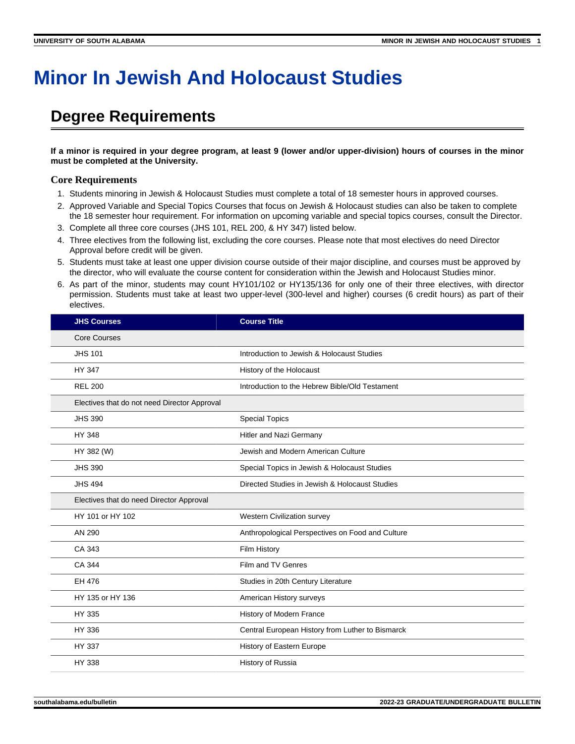# Minor In Jewish And Holocaust Studies

## Degree Requirements

**If a minor is required in your degree program, at least 9 (lower and/or upper-division) hours of courses in the minor must be completed at the University.**

### Core Requirements

1. Students minoring in Jewish & Holocaust Studies must complete a total of 18 semester hours in approved courses.
2. Approved Variable and Special Topics Courses that focus on Jewish & Holocaust studies can also be taken to complete the 18 semester hour requirement. For information on upcoming variable and special topics courses, consult the Director.
3. Complete all three core courses (JHS 101, REL 200, & HY 347) listed below.
4. Three electives from the following list, excluding the core courses. Please note that most electives do need Director Approval before credit will be given.
5. Students must take at least one upper division course outside of their major discipline, and courses must be approved by the director, who will evaluate the course content for consideration within the Jewish and Holocaust Studies minor.
6. As part of the minor, students may count HY101/102 or HY135/136 for only one of their three electives, with director permission. Students must take at least two upper-level (300-level and higher) courses (6 credit hours) as part of their electives.

| JHS Courses | Course Title |
|---|---|
| Core Courses | |
| JHS 101 | Introduction to Jewish & Holocaust Studies |
| HY 347 | History of the Holocaust |
| REL 200 | Introduction to the Hebrew Bible/Old Testament |
| Electives that do not need Director Approval | |
| JHS 390 | Special Topics |
| HY 348 | Hitler and Nazi Germany |
| HY 382 (W) | Jewish and Modern American Culture |
| JHS 390 | Special Topics in Jewish & Holocaust Studies |
| JHS 494 | Directed Studies in Jewish & Holocaust Studies |
| Electives that do need Director Approval | |
| HY 101 or HY 102 | Western Civilization survey |
| AN 290 | Anthropological Perspectives on Food and Culture |
| CA 343 | Film History |
| CA 344 | Film and TV Genres |
| EH 476 | Studies in 20th Century Literature |
| HY 135 or HY 136 | American History surveys |
| HY 335 | History of Modern France |
| HY 336 | Central European History from Luther to Bismarck |
| HY 337 | History of Eastern Europe |
| HY 338 | History of Russia |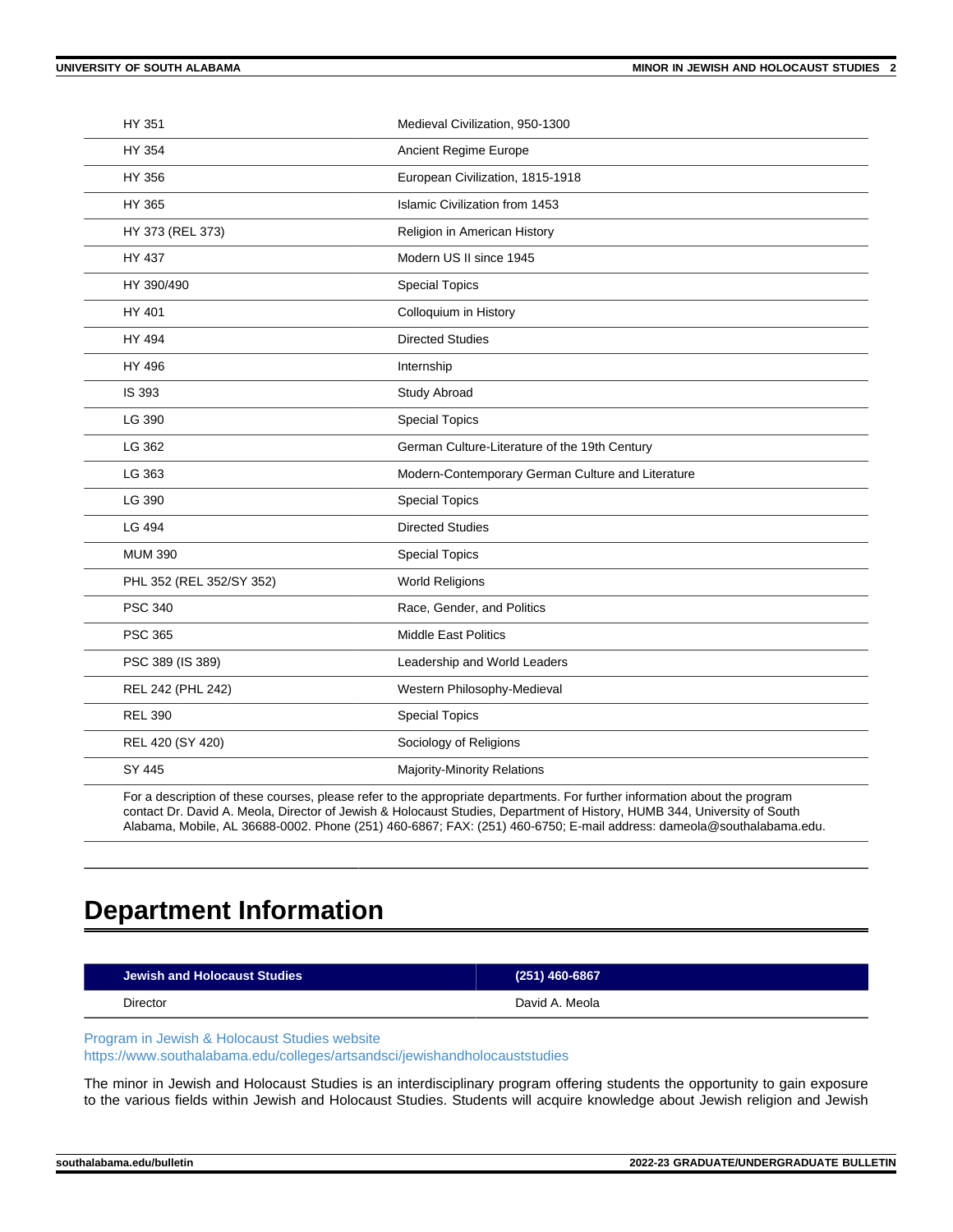| | |
|---|---|
| HY 351 | Medieval Civilization, 950-1300 |
| HY 354 | Ancient Regime Europe |
| HY 356 | European Civilization, 1815-1918 |
| HY 365 | Islamic Civilization from 1453 |
| HY 373 (REL 373) | Religion in American History |
| HY 437 | Modern US II since 1945 |
| HY 390/490 | Special Topics |
| HY 401 | Colloquium in History |
| HY 494 | Directed Studies |
| HY 496 | Internship |
| IS 393 | Study Abroad |
| LG 390 | Special Topics |
| LG 362 | German Culture-Literature of the 19th Century |
| LG 363 | Modern-Contemporary German Culture and Literature |
| LG 390 | Special Topics |
| LG 494 | Directed Studies |
| MUM 390 | Special Topics |
| PHL 352 (REL 352/SY 352) | World Religions |
| PSC 340 | Race, Gender, and Politics |
| PSC 365 | Middle East Politics |
| PSC 389 (IS 389) | Leadership and World Leaders |
| REL 242 (PHL 242) | Western Philosophy-Medieval |
| REL 390 | Special Topics |
| REL 420 (SY 420) | Sociology of Religions |
| SY 445 | Majority-Minority Relations |

For a description of these courses, please refer to the appropriate departments. For further information about the program contact Dr. David A. Meola, Director of Jewish & Holocaust Studies, Department of History, HUMB 344, University of South Alabama, Mobile, AL 36688-0002. Phone (251) 460-6867; FAX: (251) 460-6750; E-mail address: dameola@southalabama.edu.

# Department Information

| Jewish and Holocaust Studies | (251) 460-6867 |
|---|---|
| Director | David A. Meola |

Program in Jewish & Holocaust Studies website
https://www.southalabama.edu/colleges/artsandsci/jewishandholocauststudies

The minor in Jewish and Holocaust Studies is an interdisciplinary program offering students the opportunity to gain exposure to the various fields within Jewish and Holocaust Studies. Students will acquire knowledge about Jewish religion and Jewish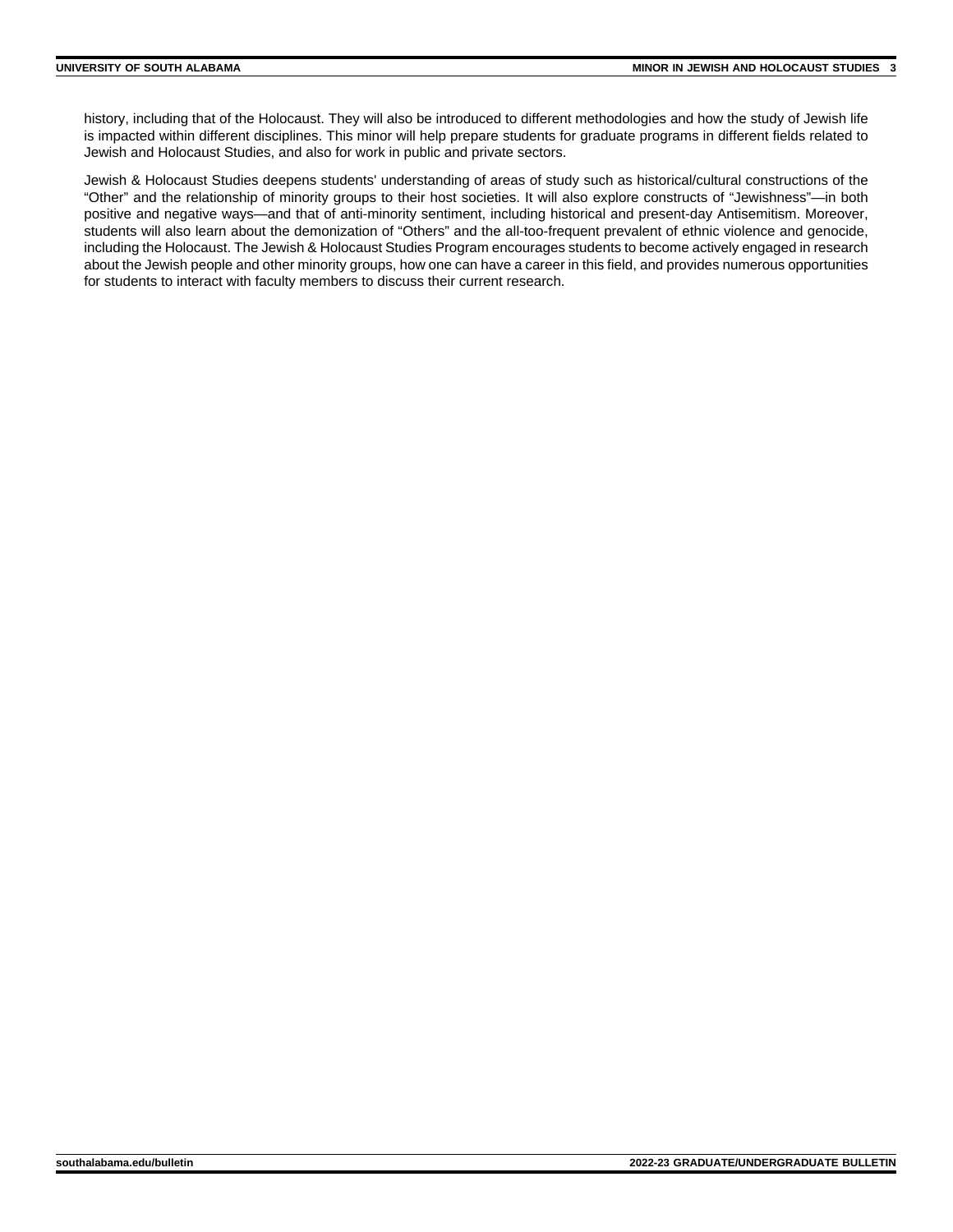history, including that of the Holocaust. They will also be introduced to different methodologies and how the study of Jewish life is impacted within different disciplines. This minor will help prepare students for graduate programs in different fields related to Jewish and Holocaust Studies, and also for work in public and private sectors.

Jewish & Holocaust Studies deepens students' understanding of areas of study such as historical/cultural constructions of the "Other" and the relationship of minority groups to their host societies. It will also explore constructs of "Jewishness"—in both positive and negative ways—and that of anti-minority sentiment, including historical and present-day Antisemitism. Moreover, students will also learn about the demonization of "Others" and the all-too-frequent prevalent of ethnic violence and genocide, including the Holocaust. The Jewish & Holocaust Studies Program encourages students to become actively engaged in research about the Jewish people and other minority groups, how one can have a career in this field, and provides numerous opportunities for students to interact with faculty members to discuss their current research.